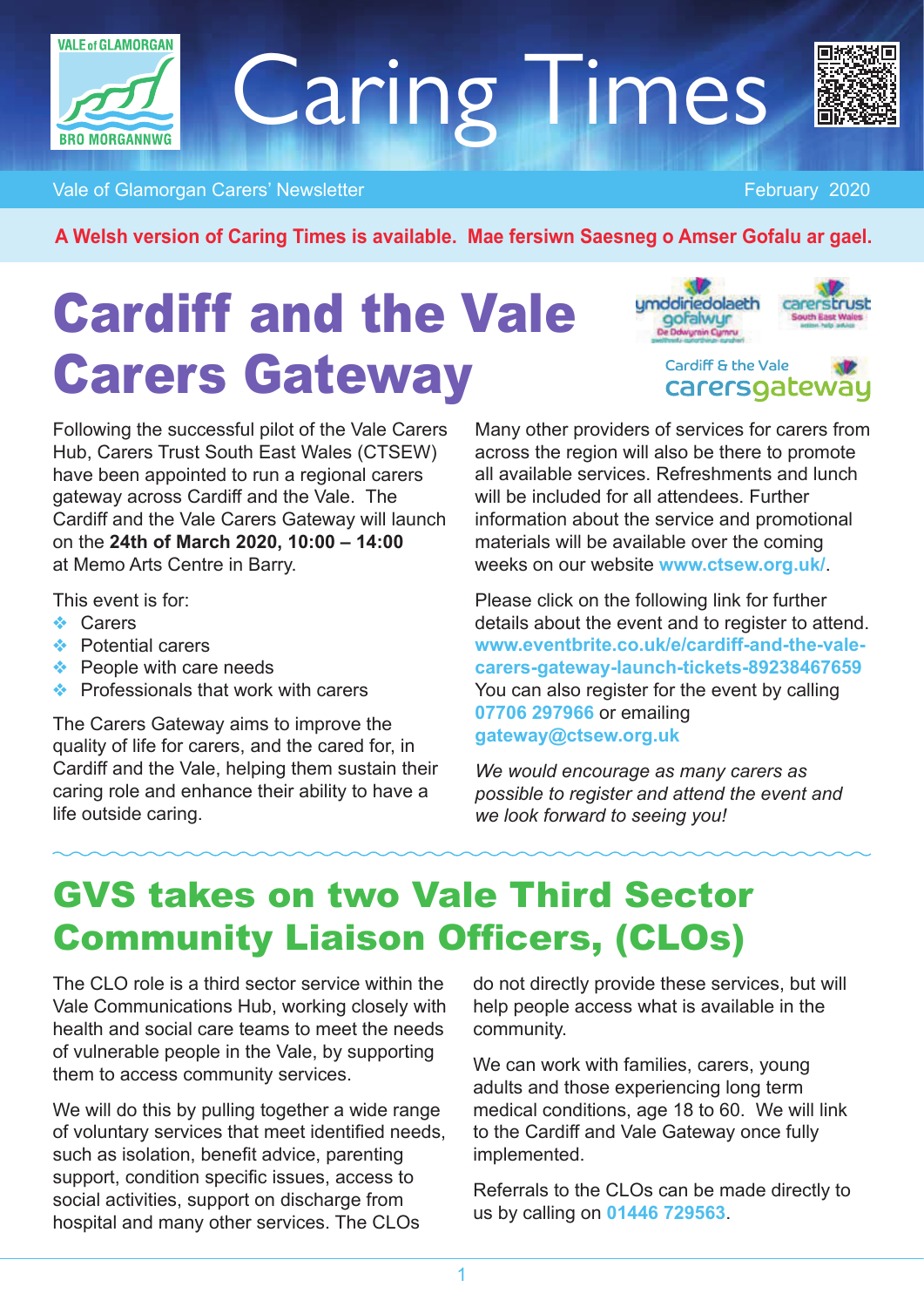# Caring Times

Vale of Glamorgan Carers' Newsletter — February 2020

**A Welsh version of Caring Times is available. Mae fersiwn Saesneg o Amser Gofalu ar gael.**

## Cardiff and the Vale Carers Gateway

Following the successful pilot of the Vale Carers Hub, Carers Trust South East Wales (CTSEW) have been appointed to run a regional carers gateway across Cardiff and the Vale. The Cardiff and the Vale Carers Gateway will launch on the **24th of March 2020, 10:00 – 14:00** at Memo Arts Centre in Barry.

This event is for:

- Carers
- Potential carers
- People with care needs
- Professionals that work with carers

The Carers Gateway aims to improve the quality of life for carers, and the cared for, in Cardiff and the Vale, helping them sustain their caring role and enhance their ability to have a life outside caring.

Many other providers of services for carers from across the region will also be there to promote all available services. Refreshments and lunch will be included for all attendees. Further information about the service and promotional materials will be available over the coming weeks on our website **www.ctsew.org.uk/**.

Please click on the following link for further details about the event and to register to attend. **www.eventbrite.co.uk/e/cardiff-and-the-vale-carers-gateway-launch-tickets-89238467659** You can also register for the event by calling **07706 297966** or emailing **gateway@ctsew.org.uk**

*We would encourage as many carers as possible to register and attend the event and we look forward to seeing you!*

## GVS takes on two Vale Third Sector Community Liaison Officers, (CLOs)

The CLO role is a third sector service within the Vale Communications Hub, working closely with health and social care teams to meet the needs of vulnerable people in the Vale, by supporting them to access community services.

We will do this by pulling together a wide range of voluntary services that meet identified needs, such as isolation, benefit advice, parenting support, condition specific issues, access to social activities, support on discharge from hospital and many other services. The CLOs do not directly provide these services, but will help people access what is available in the community.

We can work with families, carers, young adults and those experiencing long term medical conditions, age 18 to 60. We will link to the Cardiff and Vale Gateway once fully implemented.

Referrals to the CLOs can be made directly to us by calling on **01446 729563**.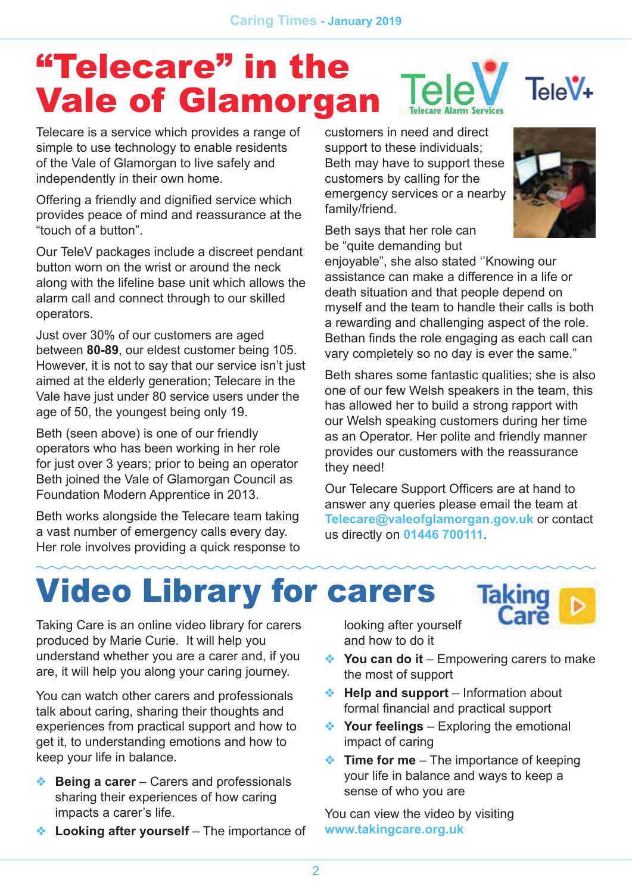# "Telecare" in the Vale of Glamorgan

Telecare is a service which provides a range of simple to use technology to enable residents of the Vale of Glamorgan to live safely and independently in their own home.

Offering a friendly and dignified service which provides peace of mind and reassurance at the "touch of a button".

Our TeleV packages include a discreet pendant button worn on the wrist or around the neck along with the lifeline base unit which allows the alarm call and connect through to our skilled operators.

Just over 30% of our customers are aged between **80-89**, our eldest customer being 105. However, it is not to say that our service isn't just aimed at the elderly generation; Telecare in the Vale have just under 80 service users under the age of 50, the youngest being only 19.

Beth (seen above) is one of our friendly operators who has been working in her role for just over 3 years; prior to being an operator Beth joined the Vale of Glamorgan Council as Foundation Modern Apprentice in 2013.

Beth works alongside the Telecare team taking a vast number of emergency calls every day. Her role involves providing a quick response to customers in need and direct support to these individuals; Beth may have to support these customers by calling for the emergency services or a nearby family/friend.

Beth says that her role can be "quite demanding but enjoyable", she also stated ''Knowing our assistance can make a difference in a life or death situation and that people depend on myself and the team to handle their calls is both a rewarding and challenging aspect of the role. Bethan finds the role engaging as each call can vary completely so no day is ever the same."

Beth shares some fantastic qualities; she is also one of our few Welsh speakers in the team, this has allowed her to build a strong rapport with our Welsh speaking customers during her time as an Operator. Her polite and friendly manner provides our customers with the reassurance they need!

Our Telecare Support Officers are at hand to answer any queries please email the team at **Telecare@valeofglamorgan.gov.uk** or contact us directly on **01446 700111**.

# Video Library for carers

Taking Care is an online video library for carers produced by Marie Curie. It will help you understand whether you are a carer and, if you are, it will help you along your caring journey.

You can watch other carers and professionals talk about caring, sharing their thoughts and experiences from practical support and how to get it, to understanding emotions and how to keep your life in balance.

- **Being a carer** – Carers and professionals sharing their experiences of how caring impacts a carer's life.
- **Looking after yourself** – The importance of looking after yourself and how to do it
- **You can do it** – Empowering carers to make the most of support
- **Help and support** – Information about formal financial and practical support
- **Your feelings** – Exploring the emotional impact of caring
- **Time for me** – The importance of keeping your life in balance and ways to keep a sense of who you are

You can view the video by visiting **www.takingcare.org.uk**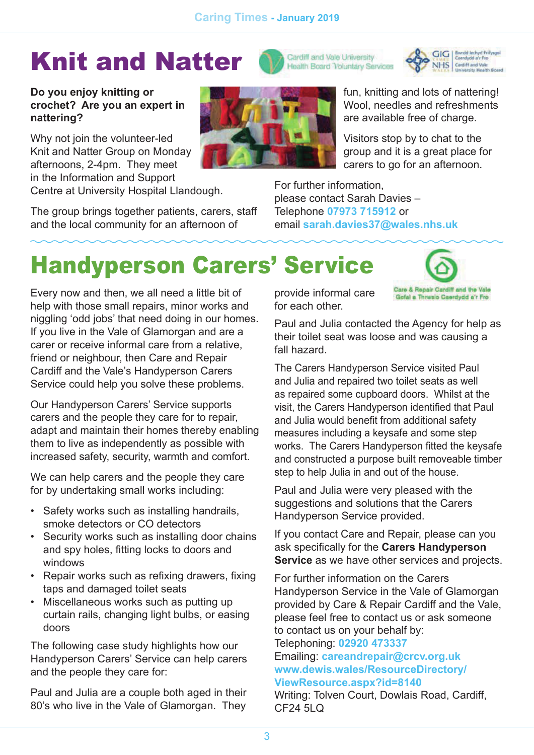# Knit and Natter

**Do you enjoy knitting or crochet? Are you an expert in nattering?**

Why not join the volunteer-led Knit and Natter Group on Monday afternoons, 2-4pm. They meet in the Information and Support Centre at University Hospital Llandough.

The group brings together patients, carers, staff and the local community for an afternoon of fun, knitting and lots of nattering! Wool, needles and refreshments are available free of charge.

Visitors stop by to chat to the group and it is a great place for carers to go for an afternoon.

For further information, please contact Sarah Davies – Telephone 07973 715912 or email sarah.davies37@wales.nhs.uk

# Handyperson Carers' Service

Every now and then, we all need a little bit of help with those small repairs, minor works and niggling 'odd jobs' that need doing in our homes. If you live in the Vale of Glamorgan and are a carer or receive informal care from a relative, friend or neighbour, then Care and Repair Cardiff and the Vale's Handyperson Carers Service could help you solve these problems.

Our Handyperson Carers' Service supports carers and the people they care for to repair, adapt and maintain their homes thereby enabling them to live as independently as possible with increased safety, security, warmth and comfort.

We can help carers and the people they care for by undertaking small works including:

- Safety works such as installing handrails, smoke detectors or CO detectors
- Security works such as installing door chains and spy holes, fitting locks to doors and windows
- Repair works such as refixing drawers, fixing taps and damaged toilet seats
- Miscellaneous works such as putting up curtain rails, changing light bulbs, or easing doors

The following case study highlights how our Handyperson Carers' Service can help carers and the people they care for:

Paul and Julia are a couple both aged in their 80's who live in the Vale of Glamorgan. They provide informal care for each other.

Paul and Julia contacted the Agency for help as their toilet seat was loose and was causing a fall hazard.

The Carers Handyperson Service visited Paul and Julia and repaired two toilet seats as well as repaired some cupboard doors. Whilst at the visit, the Carers Handyperson identified that Paul and Julia would benefit from additional safety measures including a keysafe and some step works. The Carers Handyperson fitted the keysafe and constructed a purpose built removeable timber step to help Julia in and out of the house.

Paul and Julia were very pleased with the suggestions and solutions that the Carers Handyperson Service provided.

If you contact Care and Repair, please can you ask specifically for the **Carers Handyperson Service** as we have other services and projects.

For further information on the Carers Handyperson Service in the Vale of Glamorgan provided by Care & Repair Cardiff and the Vale, please feel free to contact us or ask someone to contact us on your behalf by:
Telephoning: 02920 473337
Emailing: careandrepair@crcv.org.uk
www.dewis.wales/ResourceDirectory/ViewResource.aspx?id=8140
Writing: Tolven Court, Dowlais Road, Cardiff, CF24 5LQ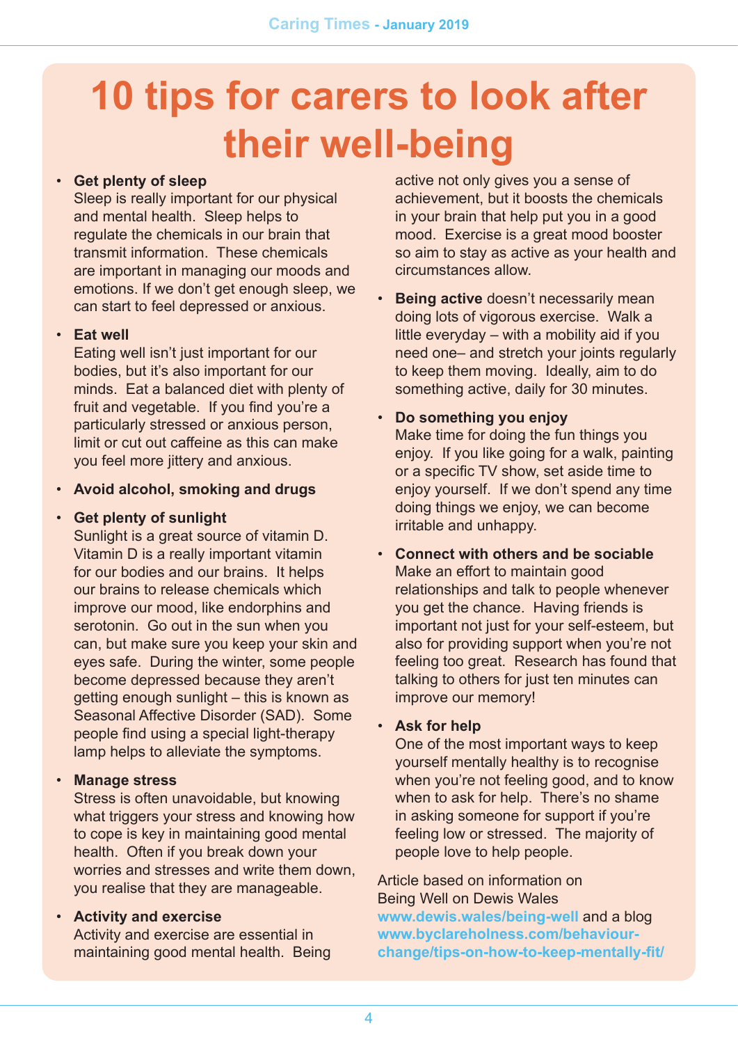# 10 tips for carers to look after their well-being

- **Get plenty of sleep**
  Sleep is really important for our physical and mental health. Sleep helps to regulate the chemicals in our brain that transmit information. These chemicals are important in managing our moods and emotions. If we don't get enough sleep, we can start to feel depressed or anxious.

- **Eat well**
  Eating well isn't just important for our bodies, but it's also important for our minds. Eat a balanced diet with plenty of fruit and vegetable. If you find you're a particularly stressed or anxious person, limit or cut out caffeine as this can make you feel more jittery and anxious.

- **Avoid alcohol, smoking and drugs**

- **Get plenty of sunlight**
  Sunlight is a great source of vitamin D. Vitamin D is a really important vitamin for our bodies and our brains. It helps our brains to release chemicals which improve our mood, like endorphins and serotonin. Go out in the sun when you can, but make sure you keep your skin and eyes safe. During the winter, some people become depressed because they aren't getting enough sunlight – this is known as Seasonal Affective Disorder (SAD). Some people find using a special light-therapy lamp helps to alleviate the symptoms.

- **Manage stress**
  Stress is often unavoidable, but knowing what triggers your stress and knowing how to cope is key in maintaining good mental health. Often if you break down your worries and stresses and write them down, you realise that they are manageable.

- **Activity and exercise**
  Activity and exercise are essential in maintaining good mental health. Being active not only gives you a sense of achievement, but it boosts the chemicals in your brain that help put you in a good mood. Exercise is a great mood booster so aim to stay as active as your health and circumstances allow.

- **Being active** doesn't necessarily mean doing lots of vigorous exercise. Walk a little everyday – with a mobility aid if you need one– and stretch your joints regularly to keep them moving. Ideally, aim to do something active, daily for 30 minutes.

- **Do something you enjoy**
  Make time for doing the fun things you enjoy. If you like going for a walk, painting or a specific TV show, set aside time to enjoy yourself. If we don't spend any time doing things we enjoy, we can become irritable and unhappy.

- **Connect with others and be sociable**
  Make an effort to maintain good relationships and talk to people whenever you get the chance. Having friends is important not just for your self-esteem, but also for providing support when you're not feeling too great. Research has found that talking to others for just ten minutes can improve our memory!

- **Ask for help**
  One of the most important ways to keep yourself mentally healthy is to recognise when you're not feeling good, and to know when to ask for help. There's no shame in asking someone for support if you're feeling low or stressed. The majority of people love to help people.

Article based on information on Being Well on Dewis Wales **www.dewis.wales/being-well** and a blog **www.byclareholness.com/behaviour-change/tips-on-how-to-keep-mentally-fit/**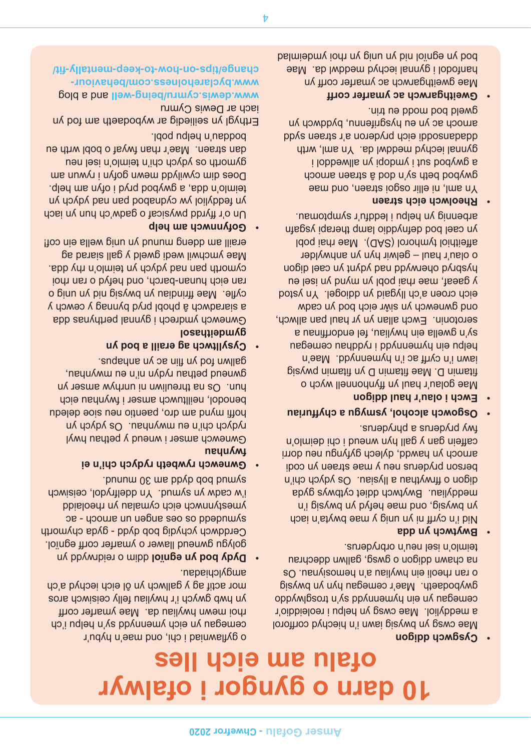# 10 darn o gyngor i ofalwyr ofalu am eich lles

- **Cysgwch ddigon**

Mae cwsg yn bwysig iawn i'n hiechyd corfforol a meddyliol. Mae cwsg yn helpu i reoleiddio'r cemegau yn ein hymennydd sy'n trosglwyddo gwybodaeth. Mae'r cemegau hyn yn bwysig o ran rheoli ein hwyliau a'n hemosiynau. Os na chawn ddigon o gwsg, gallwn ddechrau teimlo'n isel neu'n orbryderus.

- **Bwytewch yn dda**

Nid i'n cyrff ni yn unig y mae bwyta'n iach yn bwysig, ond mae hefyd yn bwysig i'n meddyliau. Bwytewch ddiet cytbwys gyda digon o ffrwythau a llysiau. Os ydych chi'n berson pryderus neu y mae straen yn codi arnoch yn hawdd, dylech gyfyngu neu dorri caffein gan y gall hyn wneud i chi deimlo'n fwy pryderus a phryderus.

- **Osgowch alcohol, ysmygu a chyffuriau**

- **Ewch i olau'r haul digon**

Mae golau'r haul yn ffynhonnell wych o fitamin D. Mae fitamin D yn fitamin pwysig iawn i'n cyrff ac i'n hymennydd. Mae'n helpu ein hymennydd i ryddhau cemegau sy'n gwella ein hwyliau, fel endorffinau a serotonin. Ewch allan yn yr haul pan allwch, ond gwnewch yn siŵr eich bod yn cadw eich croen a'ch llygaid yn ddiogel. Yn ystod y gaeaf, mae rhai pobl yn mynd yn isel eu hysbryd oherwydd nad ydynt yn cael digon o olau'r haul – gelwir hyn yn anhwylder affeithiol tymhorol (SAD). Mae rhai pobl yn cael bod defnyddio lamp therapi ysgafn arbennig yn helpu i leddfu'r symptomau.

- **Rheolwch eich straen**

Yn aml, ni ellir osgoi straen, ond mae gwybod beth sy'n dod â straen arnoch a gwybod sut i ymdopi yn allweddol i gynnal iechyd meddwl da. Yn aml, wrth ddadansoddi eich pryderon a'r straen sydd arnoch ac yn eu hysgrifennu, byddwch yn gweld bod modd eu trin.

- **Gweithgarwch ac ymarfer corff**

Mae gweithgarwch ac ymarfer corff yn hanfodol i gynnal iechyd meddwl da. Mae bod yn egnïol nid yn unig yn rhoi ymdeimlad o gyflawniad i chi, ond mae'n hybu'r cemegau yn eich ymennydd sy'n helpu i'ch rhoi mewn hwyliau da. Mae ymarfer corff yn hwb gwych i'r hwyliau felly ceisiwch aros mor actif ag y gallwch yn ôl eich iechyd a'ch amgylchiadau.

- **Dydy bod yn egnïol** ddim o reidrwydd yn golygu gwneud llawer o ymarfer corff egnïol. Cerddwch ychydig bob dydd - gyda chymorth symudedd os oes angen un arnoch - ac ymestynnwch eich cymalau yn rheolaidd i'w cadw yn symud. Yn ddelfrydol, ceisiwch symud bob dydd am 30 munud.

- **Gwnewch rywbeth rydych chi'n ei fwynhau**

Gwnewch amser i wneud y pethau hwyl rydych chi'n eu mwynhau. Os ydych yn hoffi mynd am dro, paentio neu sioe deledu benodol, neilltuwch amser i fwynhau eich hun. Os na threuliwn ni unrhyw amser yn gwneud pethau rydyn ni'n eu mwynhau, gallwn fod yn flin ac yn anhapus.

- **Cysylltwch ag eraill a bod yn gymdeithasol**

Gwnewch ymdrech i gynnal perthynas dda a siaradwch â phobl pryd bynnag y cewch y cyfle. Mae ffrindiau yn bwysig nid yn unig o ran eich hunan-barch, ond hefyd o ran rhoi cymorth pan nad ydych yn teimlo'n rhy dda. Mae ymchwil wedi gweld y gall siarad ag eraill am ddeng munud yn unig wella ein cof!

- **Gofynnwch am help**

Un o'r ffyrdd pwysicaf o gadw'ch hun yn iach yn feddyliol yw cydnabod pan nad ydych yn teimlo'n dda, a gwybod pryd i ofyn am help. Does dim cywilydd mewn gofyn i rywun am gymorth os ydych chi'n teimlo'n isel neu dan straen. Mae'r rhan fwyaf o bobl wrth eu boddau'n helpu pobl.

Erthygl yn seiliedig ar wybodaeth am fod yn iach ar Dewis Cymru **www.dewis.cymru/being-well** and a blog **www.byclarelholness.com/behaviour-change/tips-on-how-to-keep-mentally-fit/**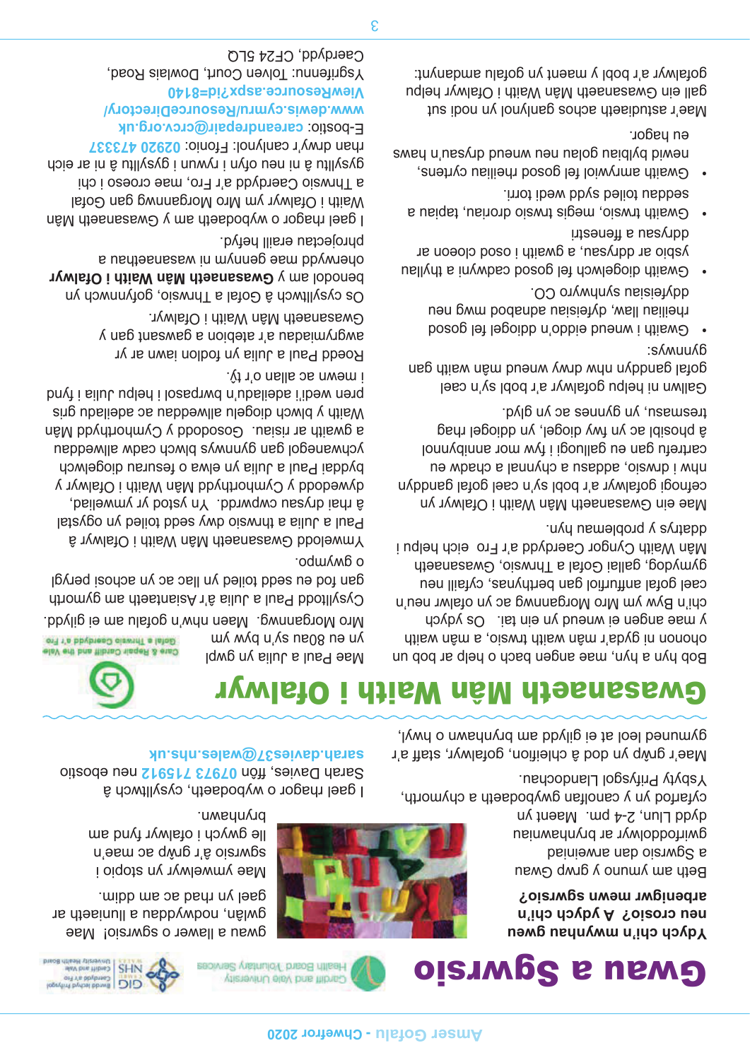# Gwau a Sgwrsio

**Ydych chi'n mwynhau gwau neu crosio? A ydych chi'n arbenigwr mewn sgwrsio?**

Beth am ymuno y grŵp Gwau a Sgwrsio dan arweiniad gwirfoddolwyr ar brynhawniau dydd Llun, 2-4 pm. Maent yn cyfarfod yn y canolfan gwybodaeth a chymorth, Ysbyty Prifysgol Llandochau.

Mae'r grŵp yn dod â chleifion, gofalwyr, staff a'r gymuned at ei gilydd am brynhawn o hwyl, gwau a llawer o sgwrsio! Mae gwlân, nodwyddau a lluniaeth ar gael yn rhad ac am ddim.

Mae ymwelwyr yn stopio i sgwrsio â'r grŵp ac mae'n lle gwych i ofalwyr i fynd am brynhawn.

I gael rhagor o wybodaeth, cysylltwch â Sarah Davies, ffôn **07973 715912** neu ebostio **sarah.davies7@wales.nhs.uk**

# Gwasanaeth Mân Waith i Ofalwyr

Bob hyn a hyn, mae angen bach o help ar bob un ohonon ni gyda'r mân waith trwsio, a mân waith y mae angen ei wneud yn ein tai. Os ydych chi'n Byw ym Mro Morgannwg ac yn ofalwr neu'n cael gofal anffurfiol gan berthynas, cyfaill neu gymydog, gallai Gofal a Thrwsio, Gwasanaeth Mân Waith Cyngor Caerdydd a'r Fro eich helpu i ddatrys y problemau hyn.

Mae ein Gwasanaeth Mân Waith i Ofalwyr yn cefnogi gofalwyr a'r bobl sy'n cael gofal ganddyn nhw i drwsio, addasu a chynnal a chadw eu cartrefu gan eu galluogi i fyw mor annibynnol â phosibl ac yn fwy diogel, yn ddiogel rhag tresmasu, yn gynnes ac yn glyd.

Gallwn ni helpu gofalwyr a'r bobl sy'n cael gofal ganddyn nhw drwy wneud mân waith gan gynnwys:

- Gwaith i wneud eiddo'n ddiogel fel gosod rheiliau llaw, dyfeisiau adnabod mwg neu ddyfeisiau synhwyro CO.
- Gwaith diogelwch fel gosod cadwyni a thyllau ysbio ar ddrysau, a gwaith i osod cloeon ar ddrysau a ffenestri
- Gwaith trwsio, megis trwsio droriau, tapiau a seddau toiled sydd wedi torri.
- Gwaith amrywiol fel gosod rheiliau cyrtens, newid bylbiau golau neu wneud drysau'n haws eu hagor.

Mae'r astudiaeth achos ganlynol yn nodi sut gall ein Gwasanaeth Mân Waith i Ofalwyr helpu gofalwyr a'r bobl y maent yn gofalu amdanynt:

Mae Paul a Julia yn gwpl yn eu 80au ac yn byw ym Mro Morgannwg. Maen nhw'n gofalu am ei gilydd. Cysylltodd Paul a Julia â'r Asiantaeth am gymorth gan fod eu sedd toiled yn llac ac yn achosi perygl o gwympo.

Ymwelodd Gwasanaeth Mân Waith i Ofalwyr â Paul a Julia a thrwsio dwy sedd toiled yn ogystal â rhai drysau cwpwrdd. Yn ystod yr ymweliad, dywedodd y Cymhorthydd Mân Waith i Ofalwyr y byddai Paul a Julia yn elwa o fesurau diogelwch ychwanegol gan gynnwys blwch cadw allweddau a gwaith ar risiau. Gosododd y Cymhorthydd Mân Waith y blwch diogelu allweddau ac adeiladau gris pren wedi'i adeiladu'n bwrpasol i helpu Julia i fynd i mewn ac allan o'r tŷ.

Roedd Paul a Julia yn fodlon iawn ar yr awgrymiadau a'r atebion a gawsant gan y Gwasanaeth Mân Waith i Ofalwyr.

Os cysylltwch â Gofal a Thrwsio, gofynnwch yn benodol am y **Gwasanaeth Mân Waith i Ofalwyr** oherwydd mae gennym ni wasanaethau a phrojectau eraill hefyd.

I gael rhagor o wybodaeth am y Gwasanaeth Mân Waith i Ofalwyr ym Mro Morgannwg gan Gofal a Thrwsio Caerdydd a'r Fro, mae croeso i chi gysylltu â ni neu ofyn i rywun i gysylltu â ni ar eich rhan drwy'r canlynol: Ffonio: **02920 473337**
E-bostio: **careandrepair@crcv.org.uk**
**www.dewis.cymru/ResourceDirectory/ViewResource.aspx?id=8140**
Ysgrifennu: Toleno Court, Dowlais Road, Caerdydd, CF24 5LQ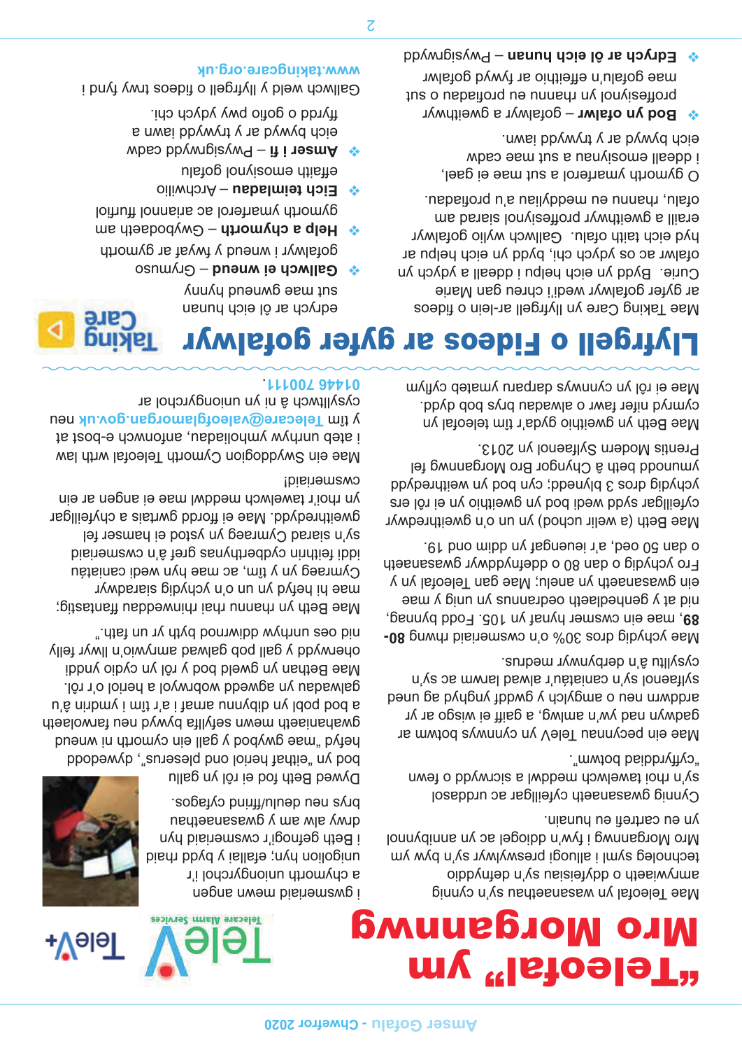# "Teleofal" ym Mro Morgannwg

Mae Teleofal yn wasanaethau sy'n cynnig amrywiaeth o ddyfeisiau sy'n defnyddio technoleg syml i alluogi preswylwyr sy'n byw ym Mro Morgannwg i fyw'n ddiogel ac yn annibynnol yn eu cartrefi eu hunain.

Cynnig gwasanaeth cyfeillgar ac urddasol sy'n rhoi tawelwch meddwl a sicrwydd o fewn "cyffyrddiad botwm".

Mae ein pecynnau Teleofal yn cynnwys botwm ar gadwyn pad yw'n amlwg, a gallir ei wisgo ar yr arddwrn neu o amgylch y gwddf ynghyd ag uned syfaenol sy'n caniatáu'r alwad larwm ac sy'n cysylltu â'n derbynnydd meddus.

Mae ychydig dros 30% o'n cwsmeriaid rhwng **80-89**, mae ein cwsmer hynaf yn 105. Fodd bynnag, nid at y genhedlaeth oedrannus yn unig y mae ein gwasanaeth yn anelu; Mae gan Teleofal yn y Fro ychydig o dan 80 o ddefnyddwyr gwasanaeth o dan 50 oed, a'r ieuengaf yn ddim ond 19.

Mae Beth (a welir uchod) yn un o'n gweithredwyr cyfeillgar sydd wedi bod yn gweithio yn ei rôl ers ychydig dros 3 blynedd; cyn bod yn weithredydd ymunodd Beth â Chyngor Bro Morgannwg fel Prentis Modern Syfaenol yn 2013.

Mae Beth yn gweithio gyda'r tîm teleofal yn cymryd nifer fawr o alwadau brys bob dydd. Mae ei rôl yn cynnwys darparu ymateb cyflym i gwsmeriaid mewn angen a chymorth uniongyrchol i'r unigolion hyn: ellir y bydd raid i Beth gefnogi'r cwsmeriaid hyn drwy alw am y gwasanaethau brys neu deulu/ffrind cyfagos.

Dywed Beth fod ei rôl yn gallu bod yn "eithaf heriol ond pleserus", dywedodd hefyd "mae gwybod y gall ein cymorth ni wneud gwahaniaeth mewn sefyllfa bywyd neu farwolaeth a bod pobl yn dibynnu arnaf i a'r tîm i ymdrin â'u galwadau yn agwedd werth chweil o'r rôl.

Mae Bethan yn gwybod bod y rôl yn cyfio ynddi oherwydd y gall pob galwad fod yn amrywio'n llwyr felly nid oes unrhyw ddiwrnod byth yr un fath".

Mae Beth yn rhannu rhai rhinweddau ffantastig; mae hi hefyd yn un o'n ychydig siaradwyr Cymraeg yn y tîm, ac mae hyn wedi caniatáu iddi feithrin cydberthynas gref â'n cwsmeriaid sy'n siarad Cymraeg yn ystod ei hamser fel gweithredydd. Mae ei ffordd gwrtais a chyfeillgar yn rhoi'r tawelwch meddwl mae ei angen ar ein cwsmeriaid!

Mae ein Swyddogion Cymorth Teleofal wrth law i ateb unrhyw ymholiadau, anfonwch e-bost at y tîm **Telecare@valeofglamorgan.gov.uk** neu cysylltwch â ni yn uniongyrchol ar **01446 700111**.

# Llyfrgell o Fideos ar gyfer gofalwyr

Mae Taking Care yn llyfrgell ar-lein o fideos ar gyfer gofalwyr wedi'i chreu gan Marie Curie. Bydd yn eich helpu i ddeall a dysgu yn ofalwr ac os ydych chi, bydd yn eich helpu ar hyd eich taith ofalu. Gallwch wylio gofalwyr eraill a gweithwyr proffesiynol siarad am ofalu, rhannu eu meddyliau a'u profiadau.

O gymorth ymarferol a sut mae ei gael, i ddeall emosiynau a sut mae cadw eich bywyd ar y trywydd iawn.

❖ **Bod yn ofalwr** – gofalwyr a gweithwyr proffesiynol yn rhannu eu profiadau o sut mae gofalu'n effeithio ar fywyd gofalwr

❖ **Edrych ar ôl eich hunan** – Pwysigrwydd edrych ar ôl eich hunan sut mae gwneud hynny

❖ **Gallwch ei wneud** – Grymuso gofalwyr i wneud y fwyaf ar gymorth

❖ **Help a chymorth** – Gwybodaeth am gymorth ymarferol ac ariannol ffurfiol

❖ **Eich teimladau** – Archwilio effaith emosiynol gofalu

❖ **Amser i fi** – Pwysigrwydd cadw eich bywyd ar y trywydd iawn a ffydd o gofio pwy ydych chi.

Gallwch weld y llyfrgell o fideos trwy fynd i **www.takingcare.org.uk**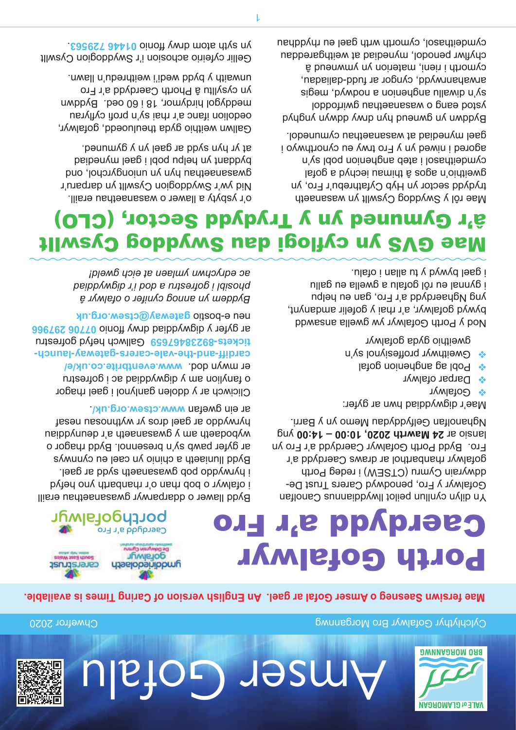# Amser Gofalu

Cylchlythyr Gofalwyr Bro Morgannwg

Chwefror 2020

**Mae fersiwn Saesneg o Amser Gofal ar gael. An English version of Caring Times is available.**

# Porth Gofalwyr Caerdydd a'r Fro

Yn dilyn cynllun peilot llwyddiannus Canolfan Gofalwyr y Fro, penderfynodd Carers Trust De-ddwyrain Cymru (CTSEW) i redeg Porth gofalwyr rhanbarthol ar draws Caerdydd a'r Fro. Bydd Porth Gofalwyr Caerdydd a'r Fro yn lansio ar **24 Mawrth 2020, 10:00 – 14:00** yng Nghanolfan Gelfyddydau Memo yn y Barri.

Mae'r digwyddiad hwn ar gyfer:

- Gofalwyr
- Darpar ofalwyr
- Pobl ag anghenion gofal
- Gweithwyr proffesiynol sy'n gweithio gyda gofalwyr

Nod y Porth Gofalwyr yw gwella ansawdd bywyd gofalwyr, a'r rhai y gofelir amdanynt, yng Nghaerdydd a'r Fro, gan eu helpu i gynnal eu rôl gofalu a gwella eu gallu i gael bywyd y tu allan i ofalu.

Bydd llawer o ddarparwyr gwasanaethau eraill i ofalwyr o bob rhan o'r rhanbarth yno hefyd i hyrwyddo pob gwasanaeth sydd ar gael.

Bydd lluniaeth a chinio yn cael eu cynnwys ar gyfer pawb sy'n bresennol. Bydd rhagor o wybodaeth am y gwasanaeth a'r deunyddiau hyrwyddo ar gael dros yr wythnosau nesaf ar ein gwefan **www.ctsew.org.uk/**.

Cliciwch ar y ddolen ganlynol i gael rhagor o fanylion am y digwyddiad ac i gofrestu er mwyn dod: **www.eventbrite.co.uk/e/cardiff-and-the-vale-carers-gateway-launch-tickets-89238467659** Gallwch hefyd gofrestu ar gyfer y digwyddiad drwy ffonio **07706 297966** neu e-bostio **gateway@ctsew.org.uk**

*Byddwn yn annog cynifer o ofalwyr â phosibl i gofrestu a dod i'r digwyddiad ac edrychwn ymlaen at eich gweld!*

# Mae GVS yn cyflogi dau Swyddog Cyswllt â'r Gymuned yn y Trydydd Sector, (CLO)

Mae rôl y Swyddog Cyswllt yn wasanaeth trydydd sector yn Hyb Cyfathrebu'r Fro, yn gweithio agos â thimau iechyd a gofal cymdeithasol i ateb anghenion pobl sy'n agored i niwed yn y Fro trwy eu cynorthwyo i gael mynediad at wasanaethau cymunedol.

Byddwn yn gweithio yn hyb drwy ddwyn ynghyd ystod eang o wasanaethau gwirfoddol sy'n diwallu anghenion a nodwyd, megis arwahanrwydd, cyngor ar fudd-daliadau, cymorth i rieni, materion yn ymwneud â chyflwr penodol, mynediad at weithgareddau cymdeithasol, cymorth gyda gwaith ac yn y blaen.

Nid yw'r Swyddogion Cyswllt yn darparu'r gwasanaethau hyn yn uniongyrchol, ond byddant yn helpu pobl i gael mynediad at y rhai sydd ar gael yn y gymuned.

Gallwn weithio gyda theuluoedd, gofalwyr, oedolion ifanc a'r rhai sy'n profi cyflyrau meddygol hirdymor, 18 i 60 oed. Byddwn yn cysylltu â Phorth Caerdydd a'r Fro unwaith y bydd wedi'i weithredu'n llawn.

Gellir cyfeirio achosion i'r Swyddogion Cyswllt yn syth atom drwy ffonio **01446 729563**.